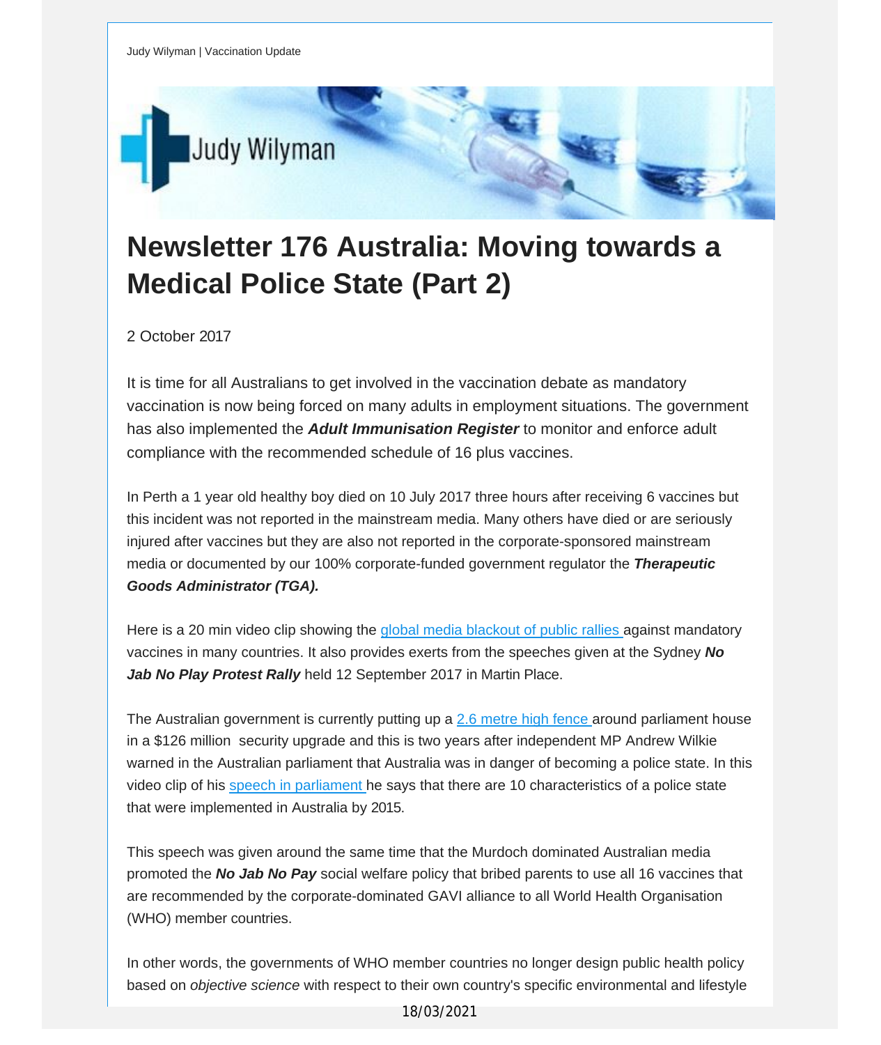Judy Wilyman | Vaccination Update

# Newsletter 176 Australia: Moving towards a Medical Police State (Part 2)

2 October 2017

It is time for all Australians to get involved in the vaccination debate as mandatory vaccination is now being forced on many adults in employment situations. The government has also implemented the ***Adult Immunisation Register*** to monitor and enforce adult compliance with the recommended schedule of 16 plus vaccines.

In Perth a 1 year old healthy boy died on 10 July 2017 three hours after receiving 6 vaccines but this incident was not reported in the mainstream media. Many others have died or are seriously injured after vaccines but they are also not reported in the corporate-sponsored mainstream media or documented by our 100% corporate-funded government regulator the ***Therapeutic Goods Administrator (TGA).***

Here is a 20 min video clip showing the global media blackout of public rallies against mandatory vaccines in many countries. It also provides exerts from the speeches given at the Sydney ***No Jab No Play Protest Rally*** held 12 September 2017 in Martin Place.

The Australian government is currently putting up a 2.6 metre high fence around parliament house in a $126 million security upgrade and this is two years after independent MP Andrew Wilkie warned in the Australian parliament that Australia was in danger of becoming a police state. In this video clip of his speech in parliament he says that there are 10 characteristics of a police state that were implemented in Australia by 2015.

This speech was given around the same time that the Murdoch dominated Australian media promoted the ***No Jab No Pay*** social welfare policy that bribed parents to use all 16 vaccines that are recommended by the corporate-dominated GAVI alliance to all World Health Organisation (WHO) member countries.

In other words, the governments of WHO member countries no longer design public health policy based on *objective science* with respect to their own country's specific environmental and lifestyle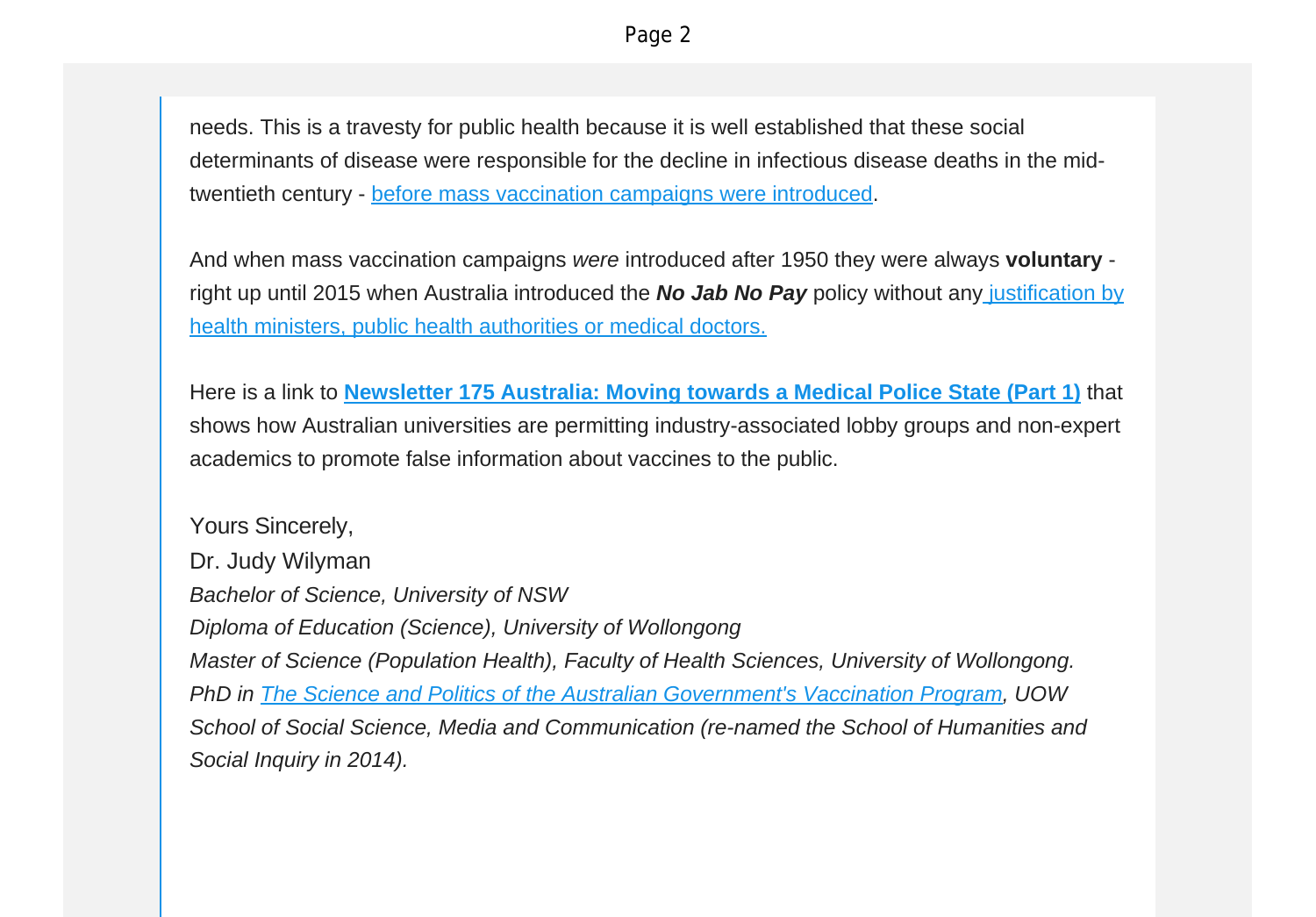needs. This is a travesty for public health because it is well established that these social determinants of disease were responsible for the decline in infectious disease deaths in the mid-twentieth century - before mass vaccination campaigns were introduced.

And when mass vaccination campaigns *were* introduced after 1950 they were always **voluntary** - right up until 2015 when Australia introduced the ***No Jab No Pay*** policy without any justification by health ministers, public health authorities or medical doctors.

Here is a link to **Newsletter 175 Australia: Moving towards a Medical Police State (Part 1)** that shows how Australian universities are permitting industry-associated lobby groups and non-expert academics to promote false information about vaccines to the public.

Yours Sincerely,
Dr. Judy Wilyman
*Bachelor of Science, University of NSW*
*Diploma of Education (Science), University of Wollongong*
*Master of Science (Population Health), Faculty of Health Sciences, University of Wollongong.*
*PhD in The Science and Politics of the Australian Government's Vaccination Program, UOW School of Social Science, Media and Communication (re-named the School of Humanities and Social Inquiry in 2014).*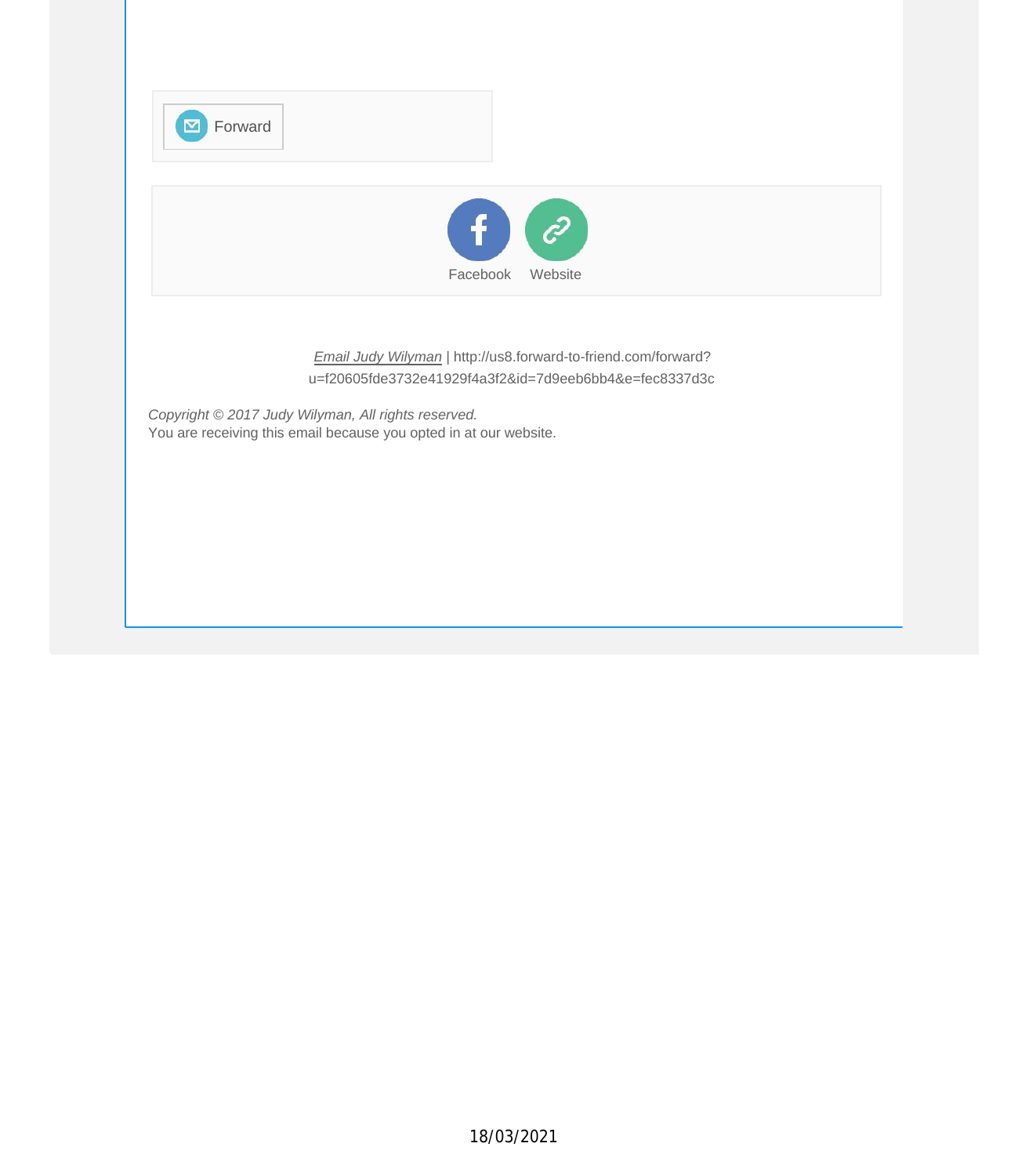Forward

Facebook Website

*Email Judy Wilyman* | http://us8.forward-to-friend.com/forward?u=f20605fde3732e41929f4a3f2&id=7d9eeb6bb4&e=fec8337d3c

*Copyright © 2017 Judy Wilyman, All rights reserved.*
You are receiving this email because you opted in at our website.

18/03/2021